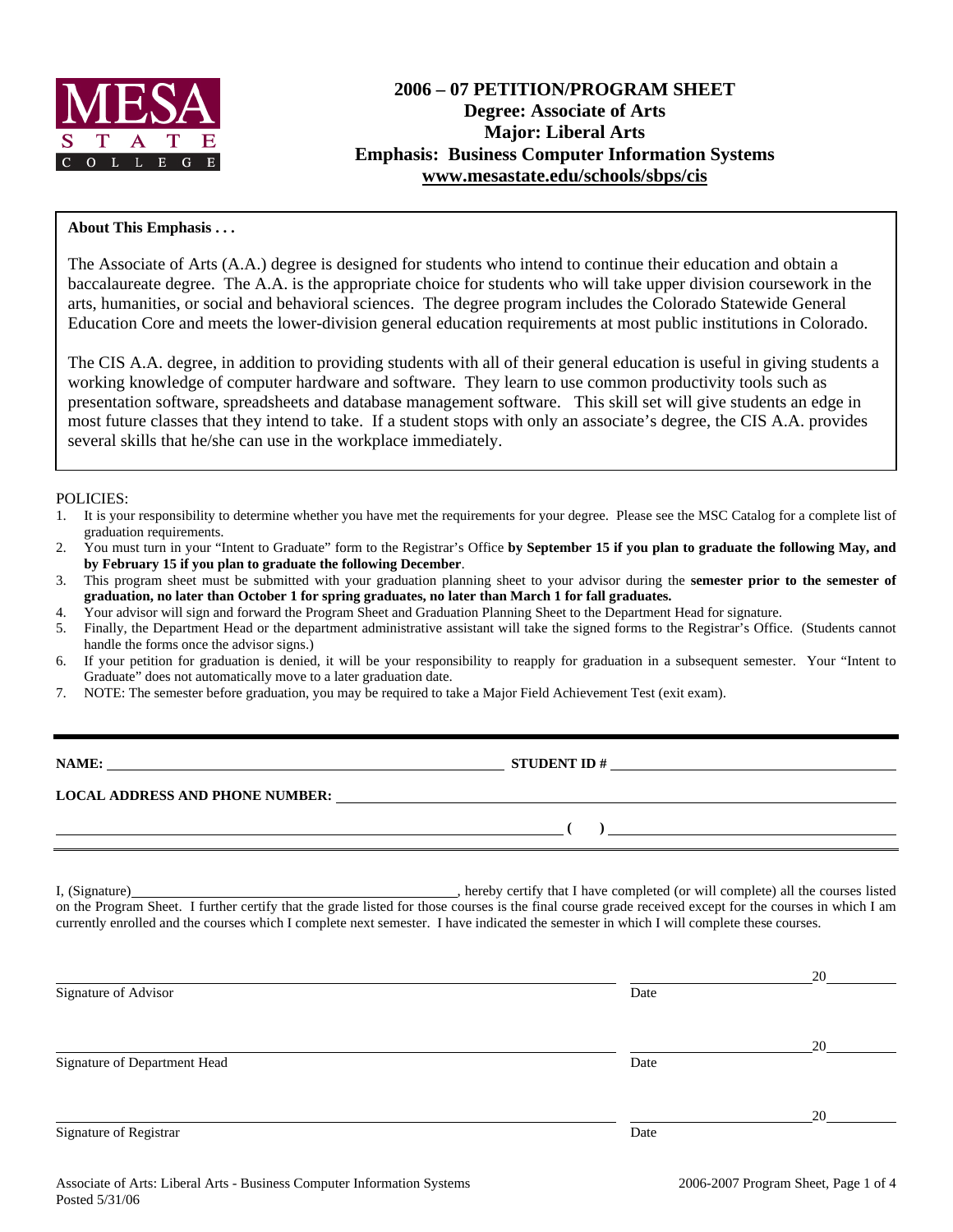MESA STATE COLLEGE

# 2006 – 07 PETITION/PROGRAM SHEET
## Degree: Associate of Arts
## Major: Liberal Arts
## Emphasis: Business Computer Information Systems
**www.mesastate.edu/schools/sbps/cis**

**About This Emphasis . . .**

The Associate of Arts (A.A.) degree is designed for students who intend to continue their education and obtain a baccalaureate degree. The A.A. is the appropriate choice for students who will take upper division coursework in the arts, humanities, or social and behavioral sciences. The degree program includes the Colorado Statewide General Education Core and meets the lower-division general education requirements at most public institutions in Colorado.

The CIS A.A. degree, in addition to providing students with all of their general education is useful in giving students a working knowledge of computer hardware and software. They learn to use common productivity tools such as presentation software, spreadsheets and database management software. This skill set will give students an edge in most future classes that they intend to take. If a student stops with only an associate's degree, the CIS A.A. provides several skills that he/she can use in the workplace immediately.

POLICIES:

1. It is your responsibility to determine whether you have met the requirements for your degree. Please see the MSC Catalog for a complete list of graduation requirements.
2. You must turn in your "Intent to Graduate" form to the Registrar's Office **by September 15 if you plan to graduate the following May, and by February 15 if you plan to graduate the following December**.
3. This program sheet must be submitted with your graduation planning sheet to your advisor during the **semester prior to the semester of graduation, no later than October 1 for spring graduates, no later than March 1 for fall graduates.**
4. Your advisor will sign and forward the Program Sheet and Graduation Planning Sheet to the Department Head for signature.
5. Finally, the Department Head or the department administrative assistant will take the signed forms to the Registrar's Office. (Students cannot handle the forms once the advisor signs.)
6. If your petition for graduation is denied, it will be your responsibility to reapply for graduation in a subsequent semester. Your "Intent to Graduate" does not automatically move to a later graduation date.
7. NOTE: The semester before graduation, you may be required to take a Major Field Achievement Test (exit exam).

---

**NAME:** ______________________________ **STUDENT ID #** ______________________________

**LOCAL ADDRESS AND PHONE NUMBER:** ______________________________

______________________________ **( )** ______________________________

I, (Signature)______________________________, hereby certify that I have completed (or will complete) all the courses listed on the Program Sheet. I further certify that the grade listed for those courses is the final course grade received except for the courses in which I am currently enrolled and the courses which I complete next semester. I have indicated the semester in which I will complete these courses.

______________________________ ____________ 20______
Signature of Advisor Date

______________________________ ____________ 20______
Signature of Department Head Date

______________________________ ____________ 20______
Signature of Registrar Date

Associate of Arts: Liberal Arts - Business Computer Information Systems
Posted 5/31/06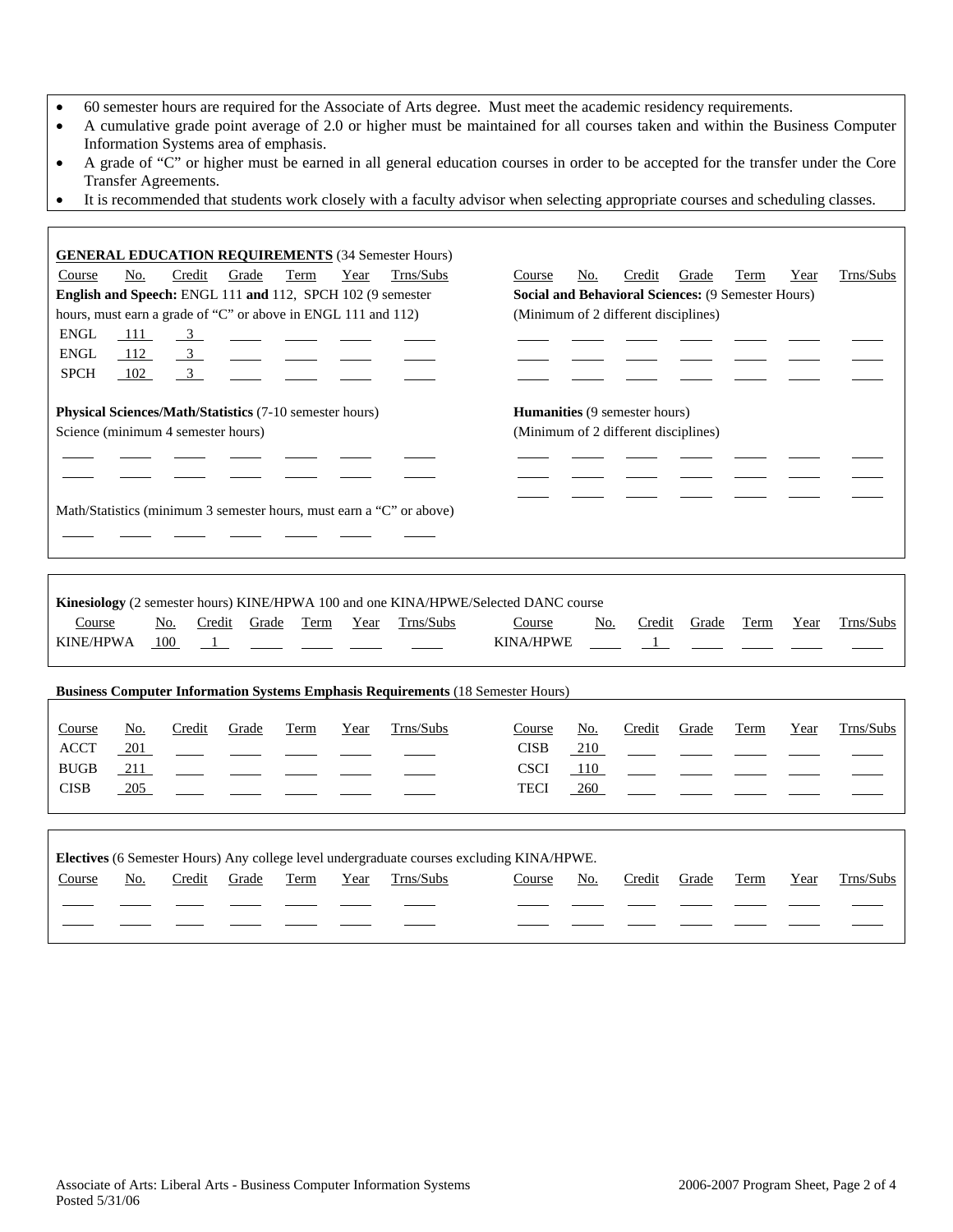- 60 semester hours are required for the Associate of Arts degree. Must meet the academic residency requirements.
- A cumulative grade point average of 2.0 or higher must be maintained for all courses taken and within the Business Computer Information Systems area of emphasis.
- A grade of "C" or higher must be earned in all general education courses in order to be accepted for the transfer under the Core Transfer Agreements.
- It is recommended that students work closely with a faculty advisor when selecting appropriate courses and scheduling classes.

**GENERAL EDUCATION REQUIREMENTS** (34 Semester Hours)

**English and Speech:** ENGL 111 **and** 112, SPCH 102 (9 semester hours, must earn a grade of "C" or above in ENGL 111 and 112)

| Course | No. | Credit | Grade | Term | Year | Trns/Subs |
|---|---|---|---|---|---|---|
| ENGL | 111 | 3 | | | | |
| ENGL | 112 | 3 | | | | |
| SPCH | 102 | 3 | | | | |

**Physical Sciences/Math/Statistics** (7-10 semester hours)

Science (minimum 4 semester hours)

| Course | No. | Credit | Grade | Term | Year | Trns/Subs |
|---|---|---|---|---|---|---|
| | | | | | | |
| | | | | | | |

Math/Statistics (minimum 3 semester hours, must earn a "C" or above)

| Course | No. | Credit | Grade | Term | Year | Trns/Subs |
|---|---|---|---|---|---|---|
| | | | | | | |

**Social and Behavioral Sciences:** (9 Semester Hours) (Minimum of 2 different disciplines)

| Course | No. | Credit | Grade | Term | Year | Trns/Subs |
|---|---|---|---|---|---|---|
| | | | | | | |
| | | | | | | |
| | | | | | | |

**Humanities** (9 semester hours) (Minimum of 2 different disciplines)

| Course | No. | Credit | Grade | Term | Year | Trns/Subs |
|---|---|---|---|---|---|---|
| | | | | | | |
| | | | | | | |
| | | | | | | |

**Kinesiology** (2 semester hours) KINE/HPWA 100 and one KINA/HPWE/Selected DANC course

| Course | No. | Credit | Grade | Term | Year | Trns/Subs |
|---|---|---|---|---|---|---|
| KINE/HPWA | 100 | 1 | | | | |
| KINA/HPWE | | 1 | | | | |

**Business Computer Information Systems Emphasis Requirements** (18 Semester Hours)

| Course | No. | Credit | Grade | Term | Year | Trns/Subs |
|---|---|---|---|---|---|---|
| ACCT | 201 | | | | | |
| BUGB | 211 | | | | | |
| CISB | 205 | | | | | |
| CISB | 210 | | | | | |
| CSCI | 110 | | | | | |
| TECI | 260 | | | | | |

**Electives** (6 Semester Hours) Any college level undergraduate courses excluding KINA/HPWE.

| Course | No. | Credit | Grade | Term | Year | Trns/Subs |
|---|---|---|---|---|---|---|
| | | | | | | |
| | | | | | | |
| | | | | | | |
| | | | | | | |

Associate of Arts: Liberal Arts - Business Computer Information Systems
Posted 5/31/06

2006-2007 Program Sheet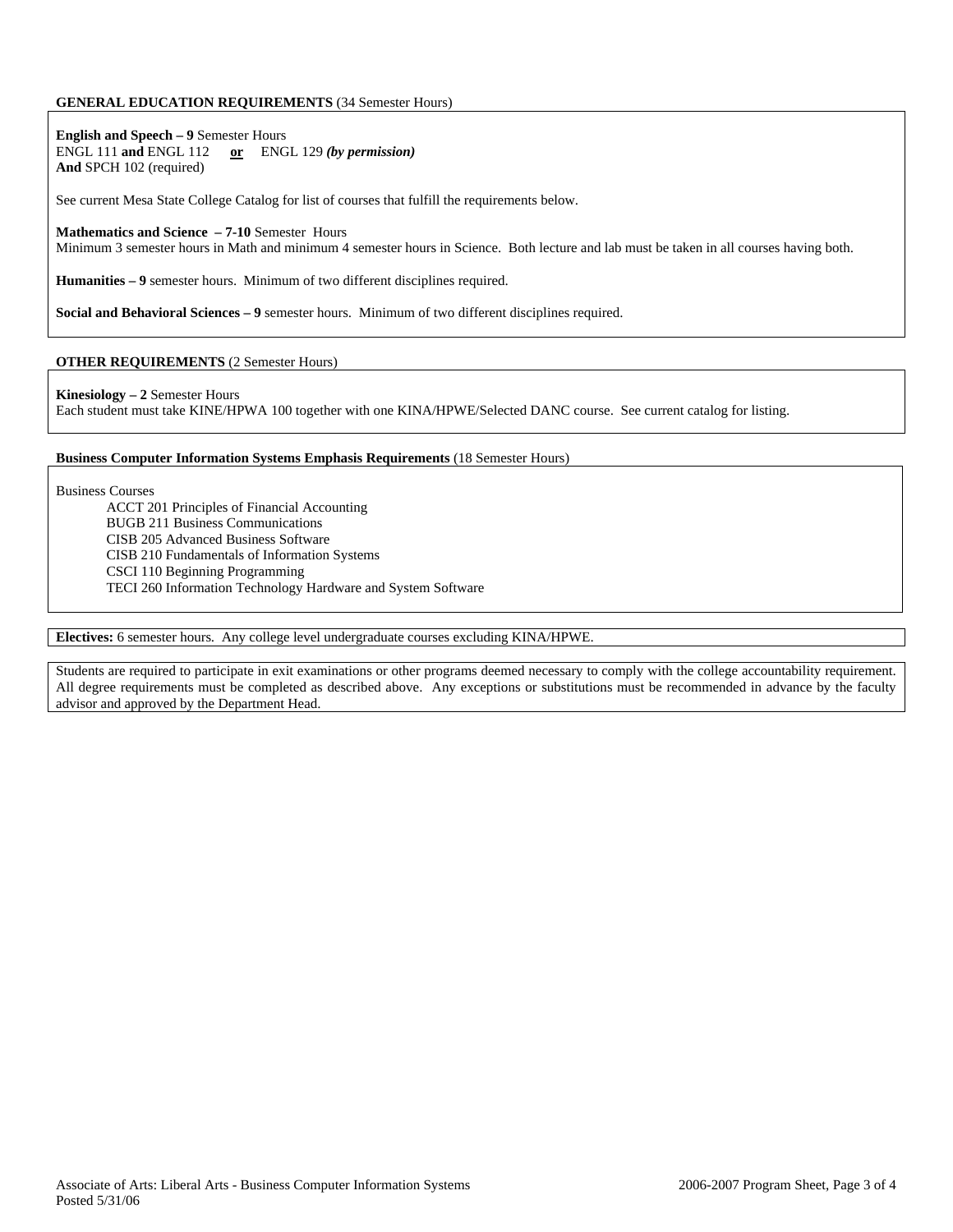## GENERAL EDUCATION REQUIREMENTS (34 Semester Hours)

**English and Speech – 9** Semester Hours
ENGL 111 **and** ENGL 112 **or** ENGL 129 ***(by permission)***
**And** SPCH 102 (required)

See current Mesa State College Catalog for list of courses that fulfill the requirements below.

**Mathematics and Science – 7-10** Semester Hours
Minimum 3 semester hours in Math and minimum 4 semester hours in Science. Both lecture and lab must be taken in all courses having both.

**Humanities – 9** semester hours. Minimum of two different disciplines required.

**Social and Behavioral Sciences – 9** semester hours. Minimum of two different disciplines required.

## OTHER REQUIREMENTS (2 Semester Hours)

**Kinesiology – 2** Semester Hours
Each student must take KINE/HPWA 100 together with one KINA/HPWE/Selected DANC course. See current catalog for listing.

## Business Computer Information Systems Emphasis Requirements (18 Semester Hours)

Business Courses

- ACCT 201 Principles of Financial Accounting
- BUGB 211 Business Communications
- CISB 205 Advanced Business Software
- CISB 210 Fundamentals of Information Systems
- CSCI 110 Beginning Programming
- TECI 260 Information Technology Hardware and System Software

**Electives:** 6 semester hours. Any college level undergraduate courses excluding KINA/HPWE.

Students are required to participate in exit examinations or other programs deemed necessary to comply with the college accountability requirement. All degree requirements must be completed as described above. Any exceptions or substitutions must be recommended in advance by the faculty advisor and approved by the Department Head.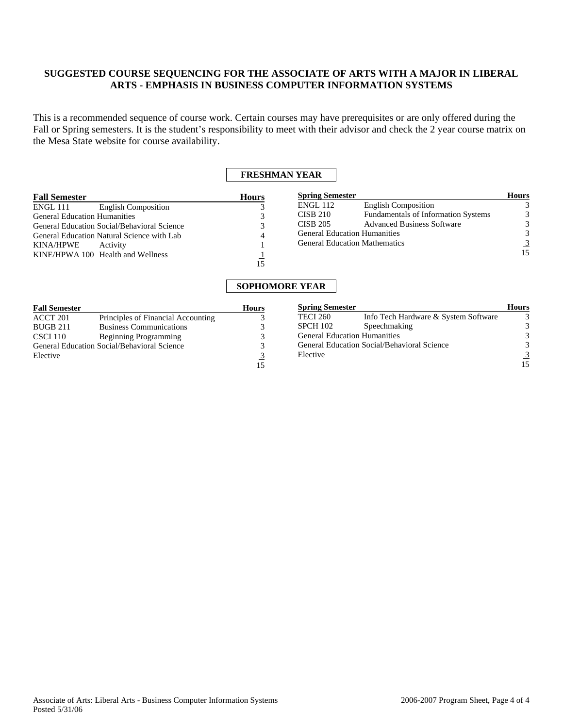# SUGGESTED COURSE SEQUENCING FOR THE ASSOCIATE OF ARTS WITH A MAJOR IN LIBERAL ARTS - EMPHASIS IN BUSINESS COMPUTER INFORMATION SYSTEMS

This is a recommended sequence of course work. Certain courses may have prerequisites or are only offered during the Fall or Spring semesters. It is the student's responsibility to meet with their advisor and check the 2 year course matrix on the Mesa State website for course availability.

## FRESHMAN YEAR

| Fall Semester | | Hours |
|---|---|---|
| ENGL 111 | English Composition | 3 |
| General Education Humanities | | 3 |
| General Education Social/Behavioral Science | | 3 |
| General Education Natural Science with Lab | | 4 |
| KINA/HPWE | Activity | 1 |
| KINE/HPWA 100 | Health and Wellness | 1 |
| | | 15 |

| Spring Semester | | Hours |
|---|---|---|
| ENGL 112 | English Composition | 3 |
| CISB 210 | Fundamentals of Information Systems | 3 |
| CISB 205 | Advanced Business Software | 3 |
| General Education Humanities | | 3 |
| General Education Mathematics | | 3 |
| | | 15 |

## SOPHOMORE YEAR

| Fall Semester | | Hours |
|---|---|---|
| ACCT 201 | Principles of Financial Accounting | 3 |
| BUGB 211 | Business Communications | 3 |
| CSCI 110 | Beginning Programming | 3 |
| General Education Social/Behavioral Science | | 3 |
| Elective | | 3 |
| | | 15 |

| Spring Semester | | Hours |
|---|---|---|
| TECI 260 | Info Tech Hardware & System Software | 3 |
| SPCH 102 | Speechmaking | 3 |
| General Education Humanities | | 3 |
| General Education Social/Behavioral Science | | 3 |
| Elective | | 3 |
| | | 15 |